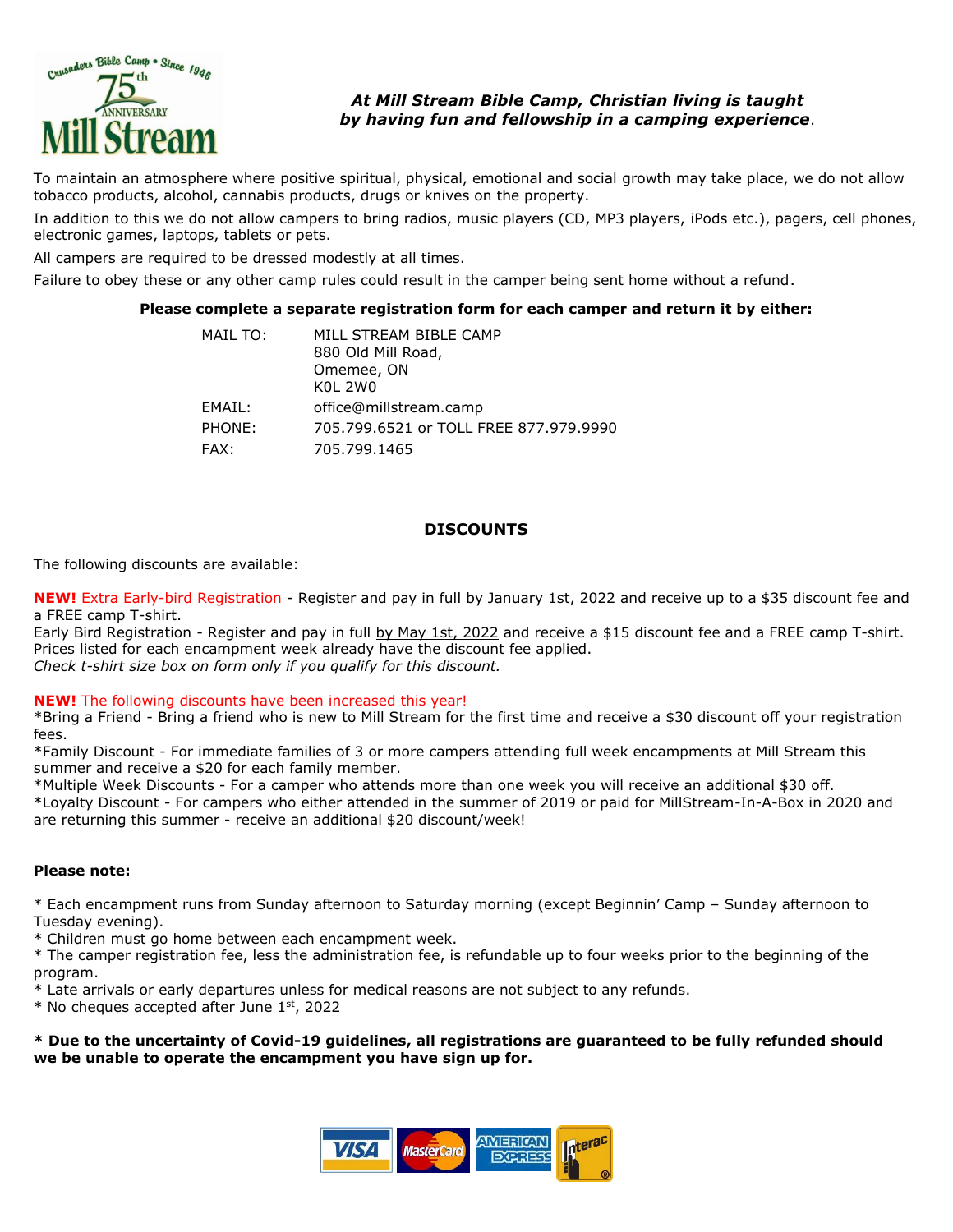***At Mill Stream Bible Camp, Christian living is taught by having fun and fellowship in a camping experience***.

To maintain an atmosphere where positive spiritual, physical, emotional and social growth may take place, we do not allow tobacco products, alcohol, cannabis products, drugs or knives on the property.

In addition to this we do not allow campers to bring radios, music players (CD, MP3 players, iPods etc.), pagers, cell phones, electronic games, laptops, tablets or pets.

All campers are required to be dressed modestly at all times.

Failure to obey these or any other camp rules could result in the camper being sent home without a refund.

**Please complete a separate registration form for each camper and return it by either:**

MAIL TO: MILL STREAM BIBLE CAMP
880 Old Mill Road,
Omemee, ON
K0L 2W0

EMAIL: office@millstream.camp

PHONE: 705.799.6521 or TOLL FREE 877.979.9990

FAX: 705.799.1465

## DISCOUNTS

The following discounts are available:

**NEW!** Extra Early-bird Registration - Register and pay in full by January 1st, 2022 and receive up to a $35 discount fee and a FREE camp T-shirt.
Early Bird Registration - Register and pay in full by May 1st, 2022 and receive a $15 discount fee and a FREE camp T-shirt. Prices listed for each encampment week already have the discount fee applied.
*Check t-shirt size box on form only if you qualify for this discount.*

**NEW!** The following discounts have been increased this year!
*Bring a Friend - Bring a friend who is new to Mill Stream for the first time and receive a $30 discount off your registration fees.
*Family Discount - For immediate families of 3 or more campers attending full week encampments at Mill Stream this summer and receive a $20 for each family member.
*Multiple Week Discounts - For a camper who attends more than one week you will receive an additional $30 off.
*Loyalty Discount - For campers who either attended in the summer of 2019 or paid for MillStream-In-A-Box in 2020 and are returning this summer - receive an additional $20 discount/week!

**Please note:**

* Each encampment runs from Sunday afternoon to Saturday morning (except Beginnin' Camp – Sunday afternoon to Tuesday evening).
* Children must go home between each encampment week.
* The camper registration fee, less the administration fee, is refundable up to four weeks prior to the beginning of the program.
* Late arrivals or early departures unless for medical reasons are not subject to any refunds.
* No cheques accepted after June 1st, 2022

**\* Due to the uncertainty of Covid-19 guidelines, all registrations are guaranteed to be fully refunded should we be unable to operate the encampment you have sign up for.**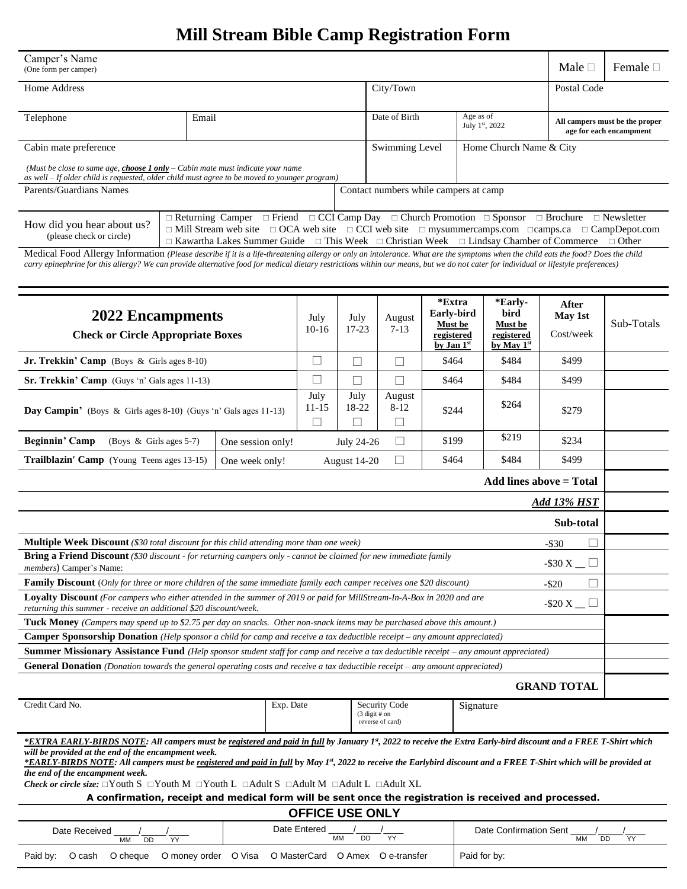# Mill Stream Bible Camp Registration Form

| | | | | | | |
|---|---|---|---|---|---|---|
| Camper's Name (One form per camper) | | | | | Male □ | Female □ |
| Home Address | | City/Town | | | Postal Code | |
| Telephone | Email | Date of Birth | Age as of July 1st, 2022 | | All campers must be the proper age for each encampment | |
| Cabin mate preference<br>(Must be close to same age, ***choose 1 only*** – Cabin mate must indicate your name as well – If older child is requested, older child must agree to be moved to younger program) | | Swimming Level | Home Church Name & City | | | |
| Parents/Guardians Names | | Contact numbers while campers at camp | | | | |

**How did you hear about us?** (please check or circle)
□ Returning Camper □ Friend □ CCI Camp Day □ Church Promotion □ Sponsor □ Brochure □ Newsletter
□ Mill Stream web site □ OCA web site □ CCI web site □ mysummercamps.com □camps.ca □ CampDepot.com
□ Kawartha Lakes Summer Guide □ This Week □ Christian Week □ Lindsay Chamber of Commerce □ Other

Medical Food Allergy Information *(Please describe if it is a life-threatening allergy or only an intolerance. What are the symptoms when the child eats the food? Does the child carry epinephrine for this allergy? We can provide alternative food for medical dietary restrictions within our means, but we do not cater for individual or lifestyle preferences)*

| **2022 Encampments** **Check or Circle Appropriate Boxes** | July 10-16 | July 17-23 | August 7-13 | ***Extra Early-bird** Must be registered by Jan 1st | ***Early-bird** Must be registered by May 1st | **After May 1st** Cost/week | Sub-Totals |
|---|---|---|---|---|---|---|---|
| **Jr. Trekkin' Camp** (Boys & Girls ages 8-10) | □ | □ | □ | $464 | $484 | $499 | |
| **Sr. Trekkin' Camp** (Guys 'n' Gals ages 11-13) | □ | □ | □ | $464 | $484 | $499 | |
| **Day Campin'** (Boys & Girls ages 8-10) (Guys 'n' Gals ages 11-13) | July 11-15 □ | July 18-22 □ | August 8-12 □ | $244 | $264 | $279 | |
| **Beginnin' Camp** (Boys & Girls ages 5-7) — One session only! | | July 24-26 | □ | $199 | $219 | $234 | |
| **Trailblazin' Camp** (Young Teens ages 13-15) — One week only! | | August 14-20 | □ | $464 | $484 | $499 | |
| | | | | | | **Add lines above = Total** | |
| | | | | | | ***Add 13% HST*** | |
| | | | | | | **Sub-total** | |

| | | |
|---|---|---|
| **Multiple Week Discount** *($30 total discount for this child attending more than one week)* | -$30 □ | |
| **Bring a Friend Discount** *($30 discount - for returning campers only - cannot be claimed for new immediate family members)* Camper's Name: | -$30 X __ □ | |
| **Family Discount** (*Only for three or more children of the same immediate family each camper receives one $20 discount)* | -$20 □ | |
| **Loyalty Discount** *(For campers who either attended in the summer of 2019 or paid for MillStream-In-A-Box in 2020 and are returning this summer - receive an additional $20 discount/week.* | -$20 X __ □ | |
| **Tuck Money** *(Campers may spend up to $2.75 per day on snacks. Other non-snack items may be purchased above this amount.)* | | |
| **Camper Sponsorship Donation** *(Help sponsor a child for camp and receive a tax deductible receipt – any amount appreciated)* | | |
| **Summer Missionary Assistance Fund** *(Help sponsor student staff for camp and receive a tax deductible receipt – any amount appreciated)* | | |
| **General Donation** *(Donation towards the general operating costs and receive a tax deductible receipt – any amount appreciated)* | | |
| | **GRAND TOTAL** | |

| Credit Card No. | Exp. Date | Security Code (3 digit # on reverse of card) | Signature |
|---|---|---|---|
| | | | |

***\*EXTRA EARLY-BIRDS NOTE**: All campers must be registered and paid in full by January 1st, 2022 to receive the Extra Early-bird discount and a FREE T-Shirt which will be provided at the end of the encampment week.*
***\*EARLY-BIRDS NOTE**: All campers must be registered and paid in full by May 1st, 2022 to receive the Earlybird discount and a FREE T-Shirt which will be provided at the end of the encampment week.*
***Check or circle size:*** □Youth S □Youth M □Youth L □Adult S □Adult M □Adult L □Adult XL

**A confirmation, receipt and medical form will be sent once the registration is received and processed.**

**OFFICE USE ONLY**

| | | |
|---|---|---|
| Date Received ____/____/____ (MM DD YY) | Date Entered ____/____/____ (MM DD YY) | Date Confirmation Sent ____/____/____ (MM DD YY) |
| Paid by: O cash O cheque O money order O Visa O MasterCard O Amex O e-transfer | | Paid for by: |